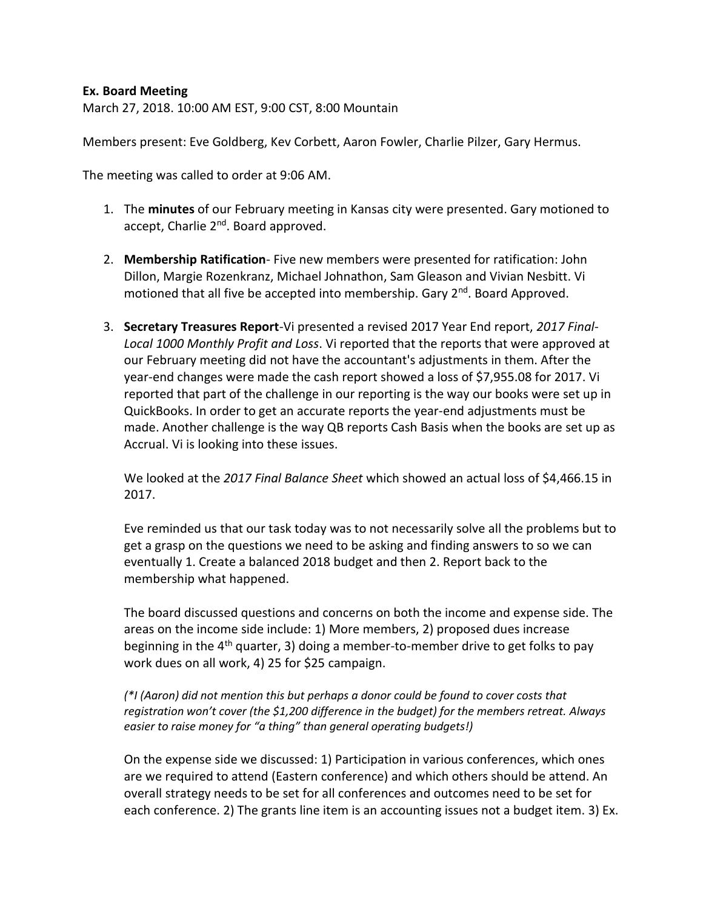**Ex. Board Meeting**

March 27, 2018. 10:00 AM EST, 9:00 CST, 8:00 Mountain

Members present: Eve Goldberg, Kev Corbett, Aaron Fowler, Charlie Pilzer, Gary Hermus.

The meeting was called to order at 9:06 AM.

1. The **minutes** of our February meeting in Kansas city were presented. Gary motioned to accept, Charlie 2nd. Board approved.

2. **Membership Ratification**- Five new members were presented for ratification: John Dillon, Margie Rozenkranz, Michael Johnathon, Sam Gleason and Vivian Nesbitt. Vi motioned that all five be accepted into membership. Gary 2nd. Board Approved.

3. **Secretary Treasures Report**-Vi presented a revised 2017 Year End report, *2017 Final-Local 1000 Monthly Profit and Loss*. Vi reported that the reports that were approved at our February meeting did not have the accountant's adjustments in them. After the year-end changes were made the cash report showed a loss of $7,955.08 for 2017. Vi reported that part of the challenge in our reporting is the way our books were set up in QuickBooks. In order to get an accurate reports the year-end adjustments must be made. Another challenge is the way QB reports Cash Basis when the books are set up as Accrual. Vi is looking into these issues.

   We looked at the *2017 Final Balance Sheet* which showed an actual loss of $4,466.15 in 2017.

   Eve reminded us that our task today was to not necessarily solve all the problems but to get a grasp on the questions we need to be asking and finding answers to so we can eventually 1. Create a balanced 2018 budget and then 2. Report back to the membership what happened.

   The board discussed questions and concerns on both the income and expense side. The areas on the income side include: 1) More members, 2) proposed dues increase beginning in the 4th quarter, 3) doing a member-to-member drive to get folks to pay work dues on all work, 4) 25 for $25 campaign.

   *(\*I (Aaron) did not mention this but perhaps a donor could be found to cover costs that registration won't cover (the $1,200 difference in the budget) for the members retreat. Always easier to raise money for "a thing" than general operating budgets!)*

   On the expense side we discussed: 1) Participation in various conferences, which ones are we required to attend (Eastern conference) and which others should be attend. An overall strategy needs to be set for all conferences and outcomes need to be set for each conference. 2) The grants line item is an accounting issues not a budget item. 3) Ex.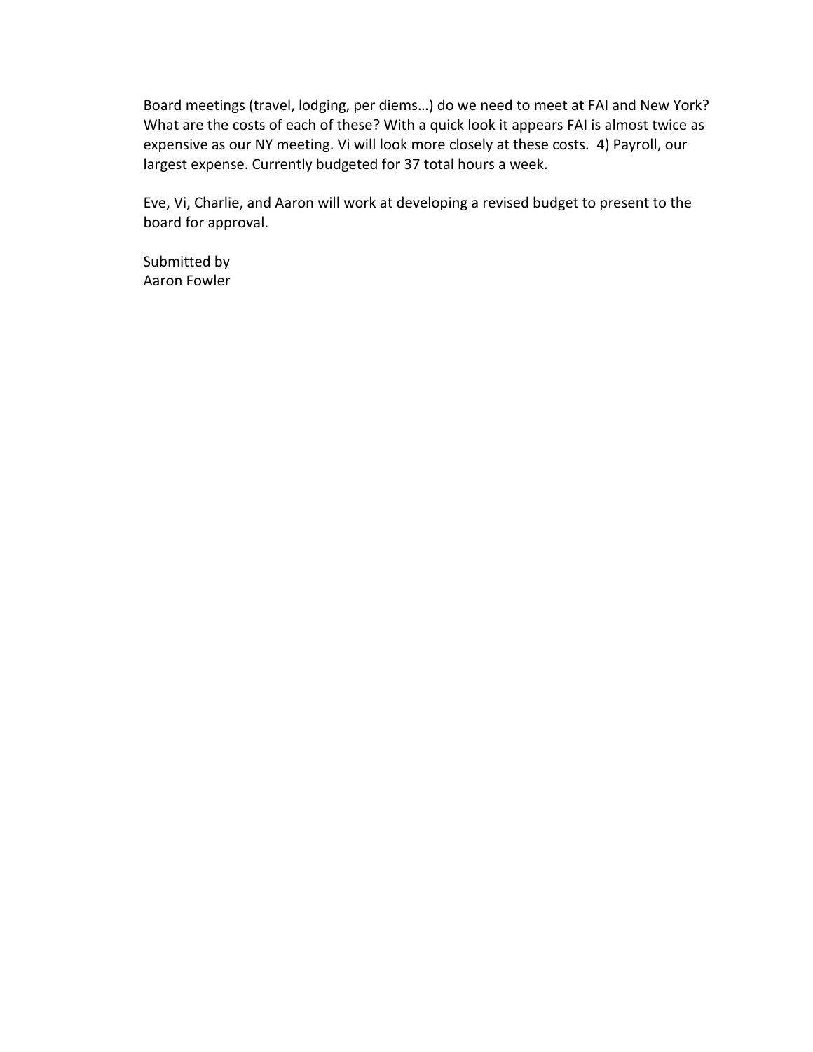Board meetings (travel, lodging, per diems…) do we need to meet at FAI and New York? What are the costs of each of these? With a quick look it appears FAI is almost twice as expensive as our NY meeting. Vi will look more closely at these costs. 4) Payroll, our largest expense. Currently budgeted for 37 total hours a week.

Eve, Vi, Charlie, and Aaron will work at developing a revised budget to present to the board for approval.

Submitted by
Aaron Fowler